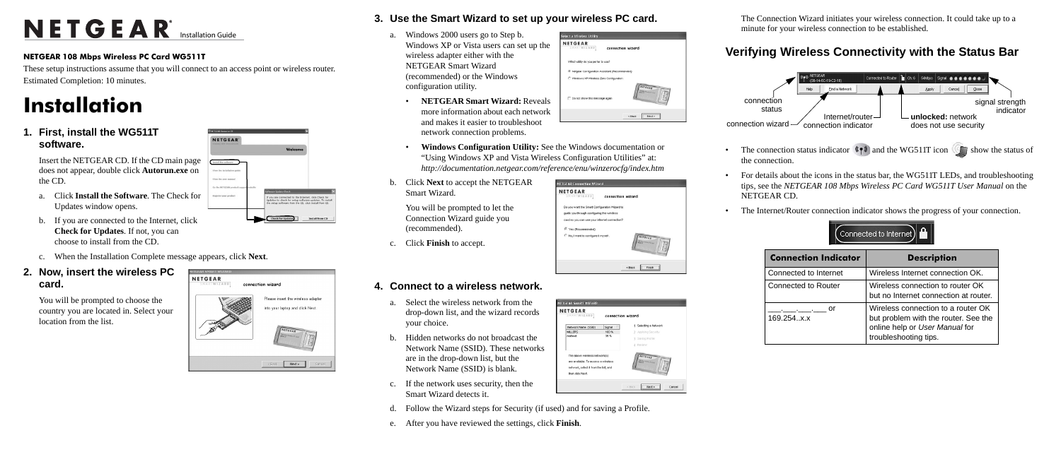# NETGEAR Installation Guide

**NETGEAR 108 Mbps Wireless PC Card WG511T**

These setup instructions assume that you will connect to an access point or wireless router. Estimated Completion: 10 minutes.

# Installation

## 1. First, install the WG511T software.

Insert the NETGEAR CD. If the CD main page does not appear, double click **Autorun.exe** on the CD.

a. Click **Install the Software**. The Check for Updates window opens.

b. If you are connected to the Internet, click **Check for Updates**. If not, you can choose to install from the CD.

c. When the Installation Complete message appears, click **Next**.

## 2. Now, insert the wireless PC card.

You will be prompted to choose the country you are located in. Select your location from the list.

## 3. Use the Smart Wizard to set up your wireless PC card.

a. Windows 2000 users go to Step b. Windows XP or Vista users can set up the wireless adapter either with the NETGEAR Smart Wizard (recommended) or the Windows configuration utility.

- **NETGEAR Smart Wizard:** Reveals more information about each network and makes it easier to troubleshoot network connection problems.
- **Windows Configuration Utility:** See the Windows documentation or "Using Windows XP and Vista Wireless Configuration Utilities" at: *http://documentation.netgear.com/reference/enu/winzerocfg/index.htm*

b. Click **Next** to accept the NETGEAR Smart Wizard.

You will be prompted to let the Connection Wizard guide you (recommended).

c. Click **Finish** to accept.

## 4. Connect to a wireless network.

a. Select the wireless network from the drop-down list, and the wizard records your choice.

b. Hidden networks do not broadcast the Network Name (SSID). These networks are in the drop-down list, but the Network Name (SSID) is blank.

c. If the network uses security, then the Smart Wizard detects it.

d. Follow the Wizard steps for Security (if used) and for saving a Profile.

e. After you have reviewed the settings, click **Finish**.

The Connection Wizard initiates your wireless connection. It could take up to a minute for your wireless connection to be established.

## Verifying Wireless Connectivity with the Status Bar

connection status — connection wizard — Internet/router connection indicator — **unlocked:** network does not use security — signal strength indicator

- The connection status indicator and the WG511T icon show the status of the connection.
- For details about the icons in the status bar, the WG511T LEDs, and troubleshooting tips, see the *NETGEAR 108 Mbps Wireless PC Card WG511T User Manual* on the NETGEAR CD.
- The Internet/Router connection indicator shows the progress of your connection.

| Connection Indicator | Description |
|---|---|
| Connected to Internet | Wireless Internet connection OK. |
| Connected to Router | Wireless connection to router OK but no Internet connection at router. |
| \_\_\_.\_\_\_.\_\_\_.\_\_\_ or 169.254..x.x | Wireless connection to a router OK but problem with the router. See the online help or *User Manual* for troubleshooting tips. |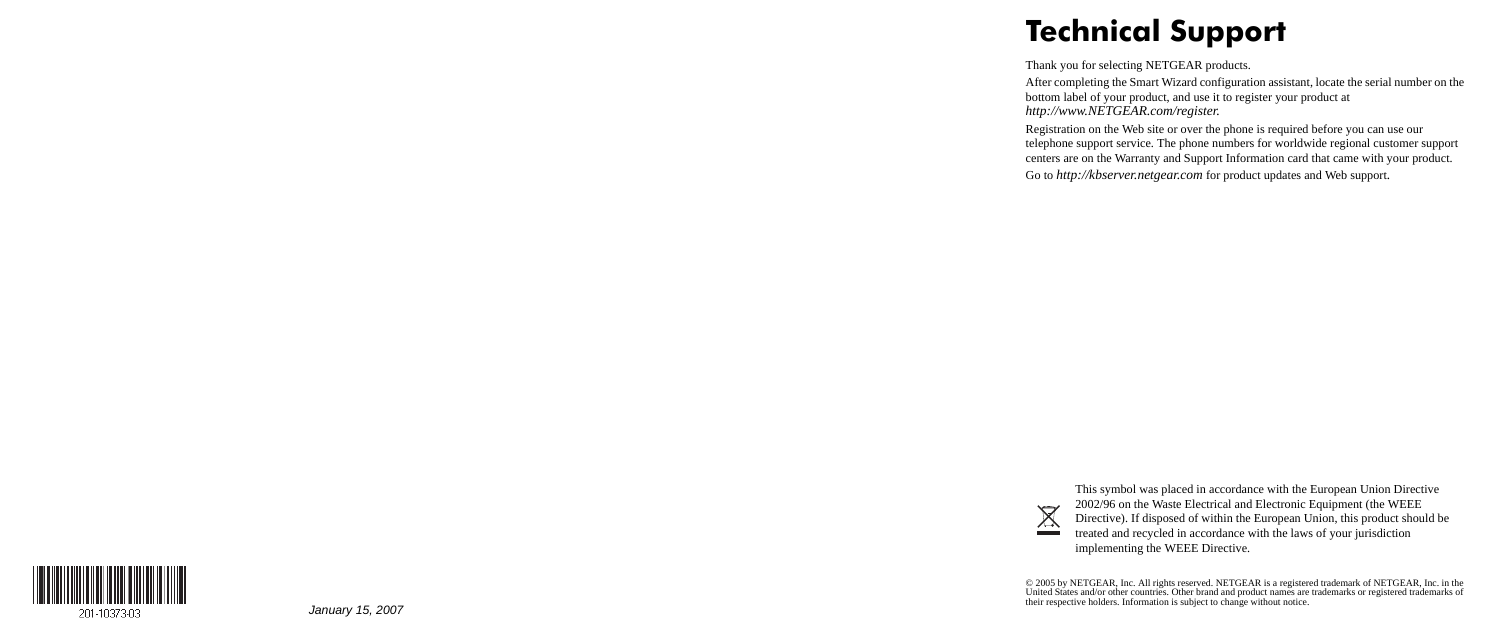# Technical Support

Thank you for selecting NETGEAR products.

After completing the Smart Wizard configuration assistant, locate the serial number on the bottom label of your product, and use it to register your product at *http://www.NETGEAR.com/register.*

Registration on the Web site or over the phone is required before you can use our telephone support service. The phone numbers for worldwide regional customer support centers are on the Warranty and Support Information card that came with your product.

Go to *http://kbserver.netgear.com* for product updates and Web support.

This symbol was placed in accordance with the European Union Directive 2002/96 on the Waste Electrical and Electronic Equipment (the WEEE Directive). If disposed of within the European Union, this product should be treated and recycled in accordance with the laws of your jurisdiction implementing the WEEE Directive.

© 2005 by NETGEAR, Inc. All rights reserved. NETGEAR is a registered trademark of NETGEAR, Inc. in the United States and/or other countries. Other brand and product names are trademarks or registered trademarks of their respective holders. Information is subject to change without notice.

201-10373-03

*January 15, 2007*